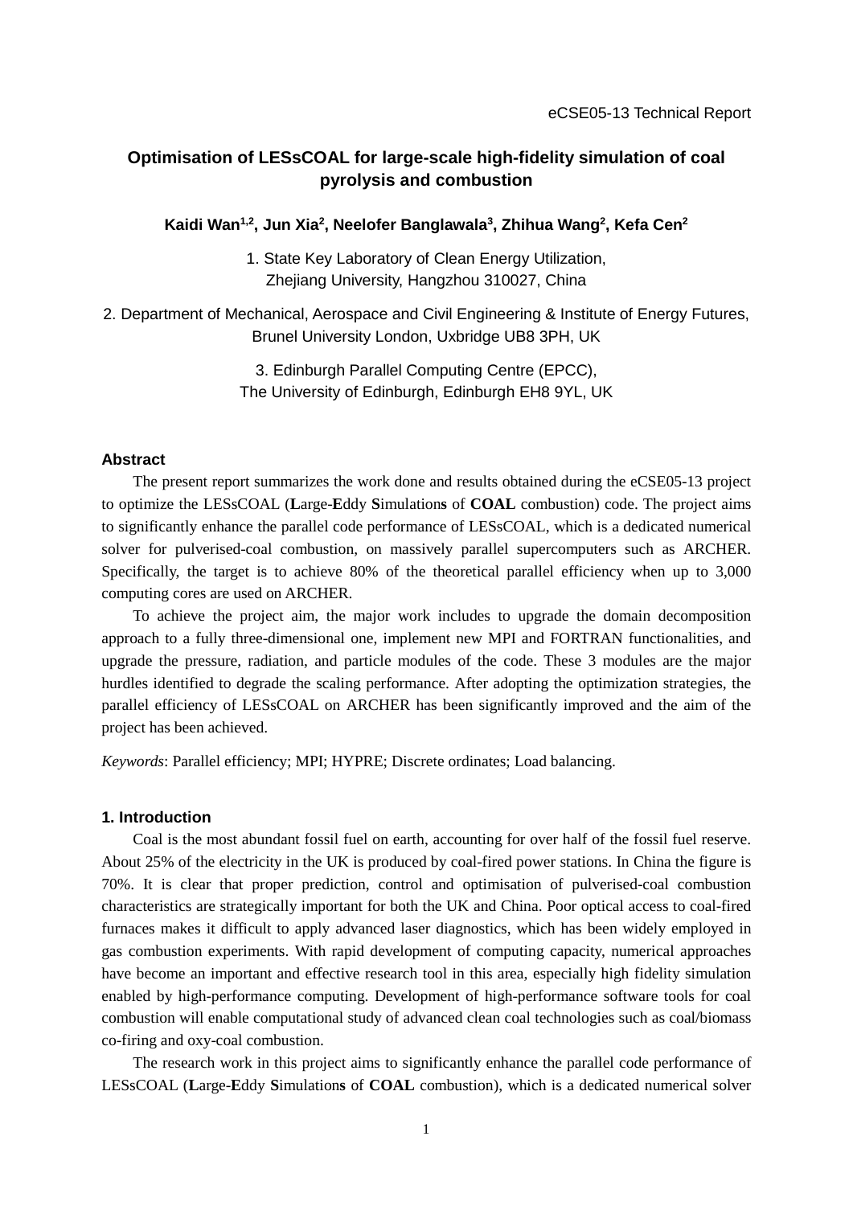eCSE05-13 Technical Report

# Optimisation of LESsCOAL for large-scale high-fidelity simulation of coal pyrolysis and combustion

**Kaidi Wan[1,2], Jun Xia[2], Neelofer Banglawala[3], Zhihua Wang[2], Kefa Cen[2]**

1. State Key Laboratory of Clean Energy Utilization, Zhejiang University, Hangzhou 310027, China

2. Department of Mechanical, Aerospace and Civil Engineering & Institute of Energy Futures, Brunel University London, Uxbridge UB8 3PH, UK

3. Edinburgh Parallel Computing Centre (EPCC), The University of Edinburgh, Edinburgh EH8 9YL, UK

## Abstract

The present report summarizes the work done and results obtained during the eCSE05-13 project to optimize the LESsCOAL (**L**arge-**E**ddy **S**imulation**s** of **COAL** combustion) code. The project aims to significantly enhance the parallel code performance of LESsCOAL, which is a dedicated numerical solver for pulverised-coal combustion, on massively parallel supercomputers such as ARCHER. Specifically, the target is to achieve 80% of the theoretical parallel efficiency when up to 3,000 computing cores are used on ARCHER.

To achieve the project aim, the major work includes to upgrade the domain decomposition approach to a fully three-dimensional one, implement new MPI and FORTRAN functionalities, and upgrade the pressure, radiation, and particle modules of the code. These 3 modules are the major hurdles identified to degrade the scaling performance. After adopting the optimization strategies, the parallel efficiency of LESsCOAL on ARCHER has been significantly improved and the aim of the project has been achieved.

*Keywords*: Parallel efficiency; MPI; HYPRE; Discrete ordinates; Load balancing.

## 1. Introduction

Coal is the most abundant fossil fuel on earth, accounting for over half of the fossil fuel reserve. About 25% of the electricity in the UK is produced by coal-fired power stations. In China the figure is 70%. It is clear that proper prediction, control and optimisation of pulverised-coal combustion characteristics are strategically important for both the UK and China. Poor optical access to coal-fired furnaces makes it difficult to apply advanced laser diagnostics, which has been widely employed in gas combustion experiments. With rapid development of computing capacity, numerical approaches have become an important and effective research tool in this area, especially high fidelity simulation enabled by high-performance computing. Development of high-performance software tools for coal combustion will enable computational study of advanced clean coal technologies such as coal/biomass co-firing and oxy-coal combustion.

The research work in this project aims to significantly enhance the parallel code performance of LESsCOAL (**L**arge-**E**ddy **S**imulation**s** of **COAL** combustion), which is a dedicated numerical solver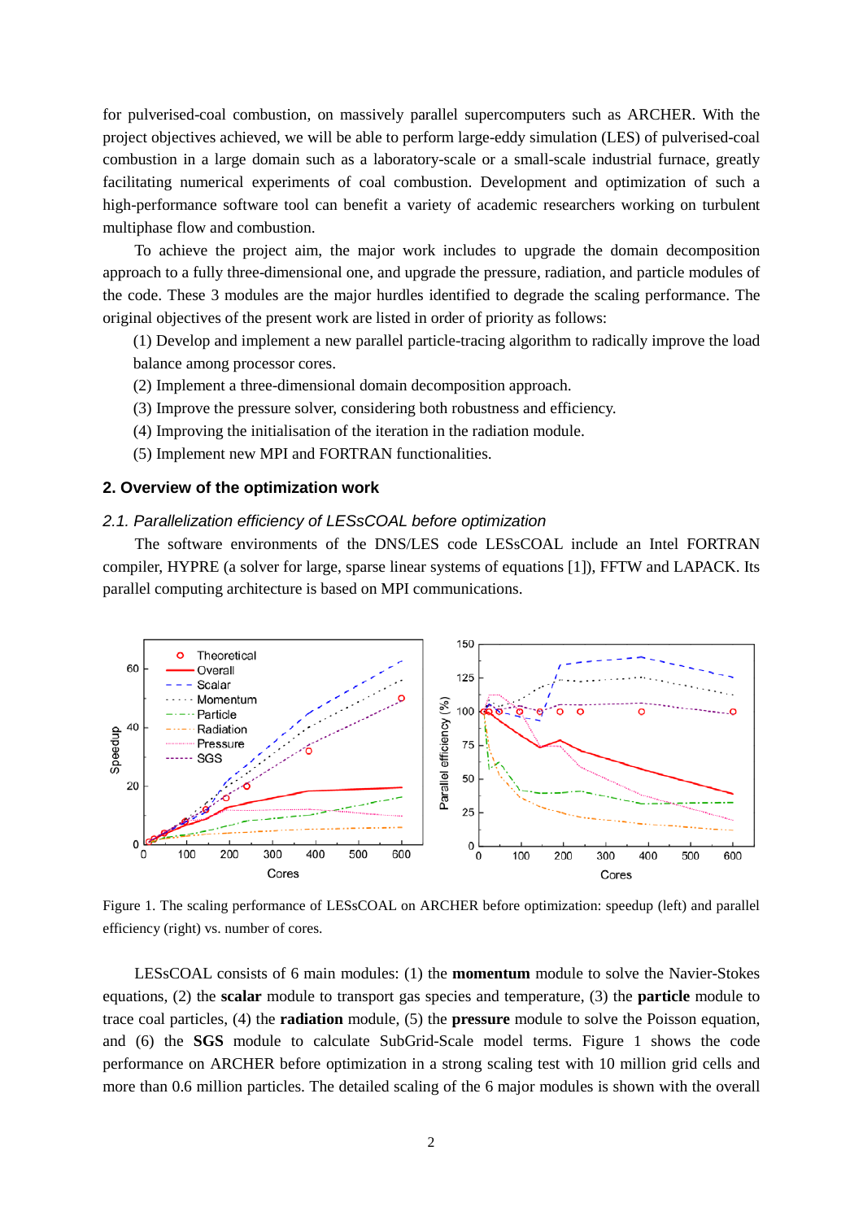for pulverised-coal combustion, on massively parallel supercomputers such as ARCHER. With the project objectives achieved, we will be able to perform large-eddy simulation (LES) of pulverised-coal combustion in a large domain such as a laboratory-scale or a small-scale industrial furnace, greatly facilitating numerical experiments of coal combustion. Development and optimization of such a high-performance software tool can benefit a variety of academic researchers working on turbulent multiphase flow and combustion.

To achieve the project aim, the major work includes to upgrade the domain decomposition approach to a fully three-dimensional one, and upgrade the pressure, radiation, and particle modules of the code. These 3 modules are the major hurdles identified to degrade the scaling performance. The original objectives of the present work are listed in order of priority as follows:

(1) Develop and implement a new parallel particle-tracing algorithm to radically improve the load balance among processor cores.

(2) Implement a three-dimensional domain decomposition approach.

(3) Improve the pressure solver, considering both robustness and efficiency.

(4) Improving the initialisation of the iteration in the radiation module.

(5) Implement new MPI and FORTRAN functionalities.

## 2. Overview of the optimization work

### *2.1. Parallelization efficiency of LESsCOAL before optimization*

The software environments of the DNS/LES code LESsCOAL include an Intel FORTRAN compiler, HYPRE (a solver for large, sparse linear systems of equations [1]), FFTW and LAPACK. Its parallel computing architecture is based on MPI communications.

Figure 1. The scaling performance of LESsCOAL on ARCHER before optimization: speedup (left) and parallel efficiency (right) vs. number of cores.

LESsCOAL consists of 6 main modules: (1) the **momentum** module to solve the Navier-Stokes equations, (2) the **scalar** module to transport gas species and temperature, (3) the **particle** module to trace coal particles, (4) the **radiation** module, (5) the **pressure** module to solve the Poisson equation, and (6) the **SGS** module to calculate SubGrid-Scale model terms. Figure 1 shows the code performance on ARCHER before optimization in a strong scaling test with 10 million grid cells and more than 0.6 million particles. The detailed scaling of the 6 major modules is shown with the overall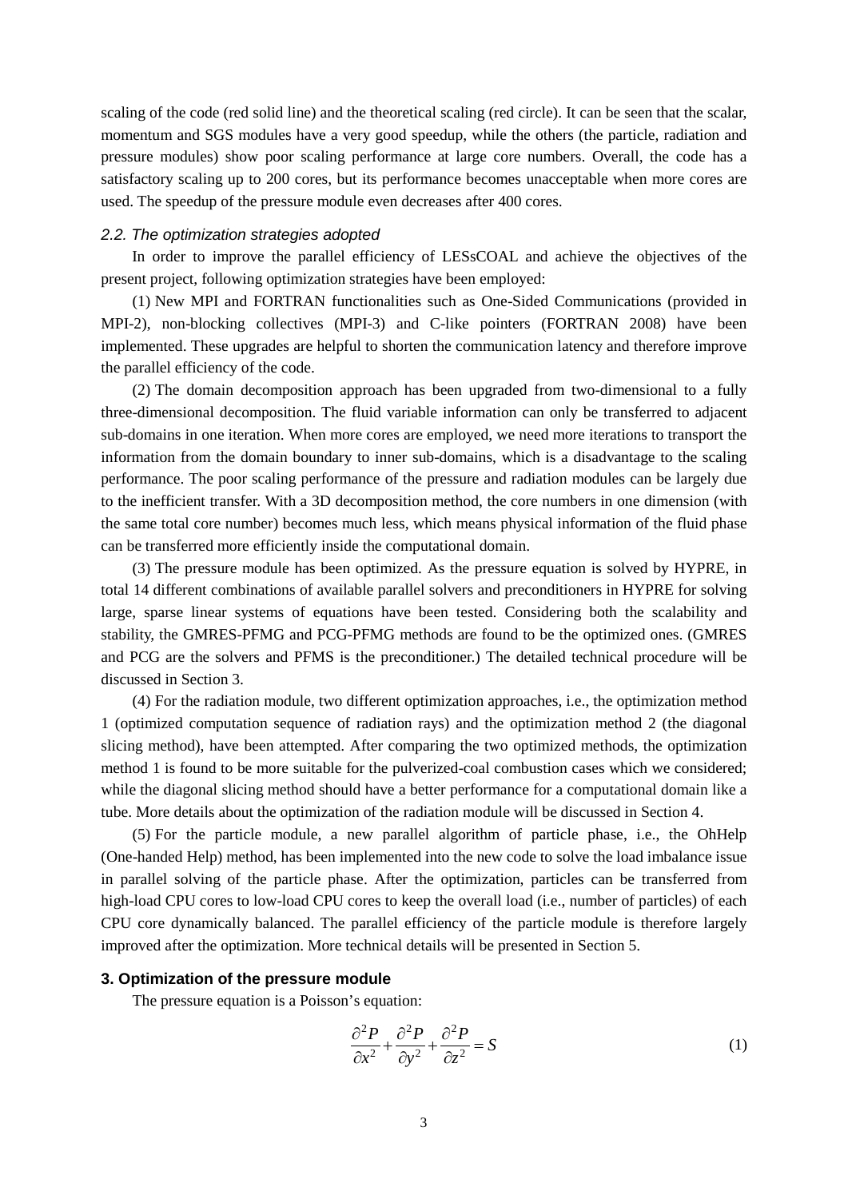scaling of the code (red solid line) and the theoretical scaling (red circle). It can be seen that the scalar, momentum and SGS modules have a very good speedup, while the others (the particle, radiation and pressure modules) show poor scaling performance at large core numbers. Overall, the code has a satisfactory scaling up to 200 cores, but its performance becomes unacceptable when more cores are used. The speedup of the pressure module even decreases after 400 cores.

### *2.2. The optimization strategies adopted*

In order to improve the parallel efficiency of LESsCOAL and achieve the objectives of the present project, following optimization strategies have been employed:

(1) New MPI and FORTRAN functionalities such as One-Sided Communications (provided in MPI-2), non-blocking collectives (MPI-3) and C-like pointers (FORTRAN 2008) have been implemented. These upgrades are helpful to shorten the communication latency and therefore improve the parallel efficiency of the code.

(2) The domain decomposition approach has been upgraded from two-dimensional to a fully three-dimensional decomposition. The fluid variable information can only be transferred to adjacent sub-domains in one iteration. When more cores are employed, we need more iterations to transport the information from the domain boundary to inner sub-domains, which is a disadvantage to the scaling performance. The poor scaling performance of the pressure and radiation modules can be largely due to the inefficient transfer. With a 3D decomposition method, the core numbers in one dimension (with the same total core number) becomes much less, which means physical information of the fluid phase can be transferred more efficiently inside the computational domain.

(3) The pressure module has been optimized. As the pressure equation is solved by HYPRE, in total 14 different combinations of available parallel solvers and preconditioners in HYPRE for solving large, sparse linear systems of equations have been tested. Considering both the scalability and stability, the GMRES-PFMG and PCG-PFMG methods are found to be the optimized ones. (GMRES and PCG are the solvers and PFMS is the preconditioner.) The detailed technical procedure will be discussed in Section 3.

(4) For the radiation module, two different optimization approaches, i.e., the optimization method 1 (optimized computation sequence of radiation rays) and the optimization method 2 (the diagonal slicing method), have been attempted. After comparing the two optimized methods, the optimization method 1 is found to be more suitable for the pulverized-coal combustion cases which we considered; while the diagonal slicing method should have a better performance for a computational domain like a tube. More details about the optimization of the radiation module will be discussed in Section 4.

(5) For the particle module, a new parallel algorithm of particle phase, i.e., the OhHelp (One-handed Help) method, has been implemented into the new code to solve the load imbalance issue in parallel solving of the particle phase. After the optimization, particles can be transferred from high-load CPU cores to low-load CPU cores to keep the overall load (i.e., number of particles) of each CPU core dynamically balanced. The parallel efficiency of the particle module is therefore largely improved after the optimization. More technical details will be presented in Section 5.

## 3. Optimization of the pressure module

The pressure equation is a Poisson's equation:

$$\frac{\partial^2 P}{\partial x^2} + \frac{\partial^2 P}{\partial y^2} + \frac{\partial^2 P}{\partial z^2} = S \tag{1}$$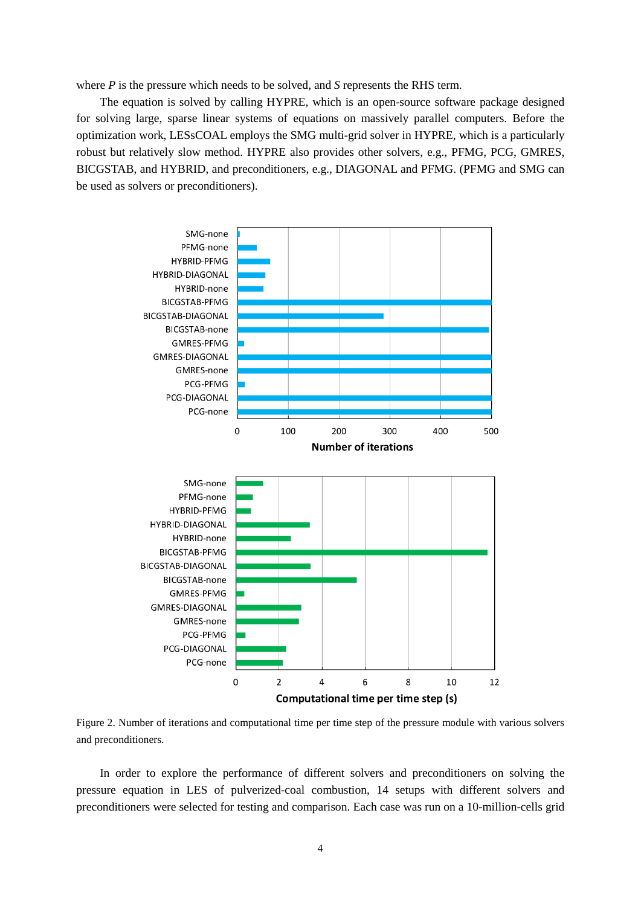where $P$ is the pressure which needs to be solved, and $S$ represents the RHS term.

The equation is solved by calling HYPRE, which is an open-source software package designed for solving large, sparse linear systems of equations on massively parallel computers. Before the optimization work, LESsCOAL employs the SMG multi-grid solver in HYPRE, which is a particularly robust but relatively slow method. HYPRE also provides other solvers, e.g., PFMG, PCG, GMRES, BICGSTAB, and HYBRID, and preconditioners, e.g., DIAGONAL and PFMG. (PFMG and SMG can be used as solvers or preconditioners).

Figure 2. Number of iterations and computational time per time step of the pressure module with various solvers and preconditioners.

In order to explore the performance of different solvers and preconditioners on solving the pressure equation in LES of pulverized-coal combustion, 14 setups with different solvers and preconditioners were selected for testing and comparison. Each case was run on a 10-million-cells grid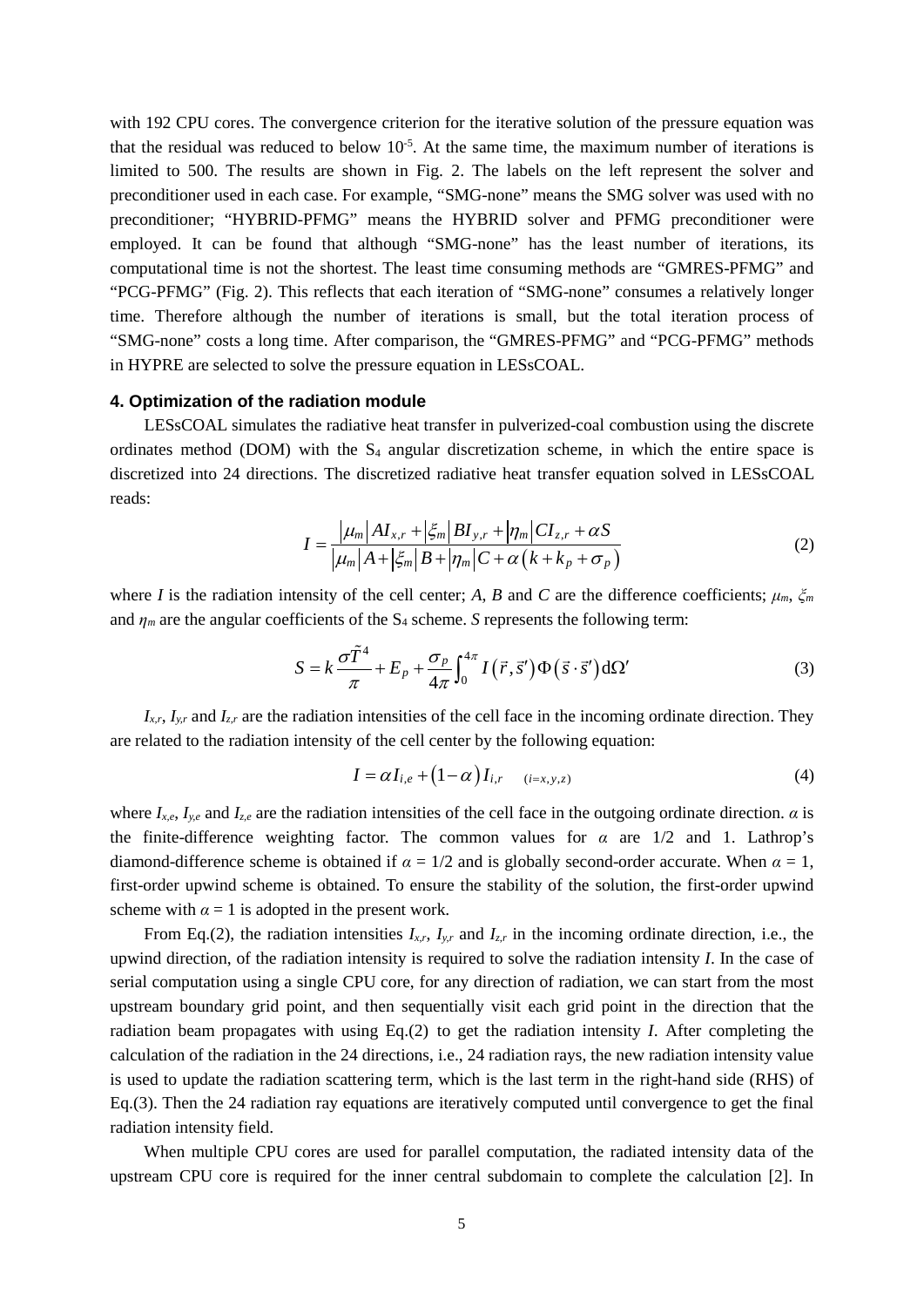with 192 CPU cores. The convergence criterion for the iterative solution of the pressure equation was that the residual was reduced to below $10^{-5}$. At the same time, the maximum number of iterations is limited to 500. The results are shown in Fig. 2. The labels on the left represent the solver and preconditioner used in each case. For example, "SMG-none" means the SMG solver was used with no preconditioner; "HYBRID-PFMG" means the HYBRID solver and PFMG preconditioner were employed. It can be found that although "SMG-none" has the least number of iterations, its computational time is not the shortest. The least time consuming methods are "GMRES-PFMG" and "PCG-PFMG" (Fig. 2). This reflects that each iteration of "SMG-none" consumes a relatively longer time. Therefore although the number of iterations is small, but the total iteration process of "SMG-none" costs a long time. After comparison, the "GMRES-PFMG" and "PCG-PFMG" methods in HYPRE are selected to solve the pressure equation in LESsCOAL.

## 4. Optimization of the radiation module

LESsCOAL simulates the radiative heat transfer in pulverized-coal combustion using the discrete ordinates method (DOM) with the $S_4$ angular discretization scheme, in which the entire space is discretized into 24 directions. The discretized radiative heat transfer equation solved in LESsCOAL reads:

$$I = \frac{|\mu_m| A I_{x,r} + |\xi_m| B I_{y,r} + |\eta_m| C I_{z,r} + \alpha S}{|\mu_m| A + |\xi_m| B + |\eta_m| C + \alpha\left(k + k_p + \sigma_p\right)} \tag{2}$$

where $I$ is the radiation intensity of the cell center; $A$, $B$ and $C$ are the difference coefficients; $\mu_m$, $\xi_m$ and $\eta_m$ are the angular coefficients of the $S_4$ scheme. $S$ represents the following term:

$$S = k\frac{\sigma \tilde{T}^4}{\pi} + E_p + \frac{\sigma_p}{4\pi}\int_0^{4\pi} I\left(\vec{r}, \vec{s}'\right)\Phi\left(\vec{s}\cdot\vec{s}'\right)\mathrm{d}\Omega' \tag{3}$$

$I_{x,r}$, $I_{y,r}$ and $I_{z,r}$ are the radiation intensities of the cell face in the incoming ordinate direction. They are related to the radiation intensity of the cell center by the following equation:

$$I = \alpha I_{i,e} + \left(1 - \alpha\right) I_{i,r} \quad {\scriptstyle (i=x,y,z)} \tag{4}$$

where $I_{x,e}$, $I_{y,e}$ and $I_{z,e}$ are the radiation intensities of the cell face in the outgoing ordinate direction. $\alpha$ is the finite-difference weighting factor. The common values for $\alpha$ are 1/2 and 1. Lathrop's diamond-difference scheme is obtained if $\alpha = 1/2$ and is globally second-order accurate. When $\alpha = 1$, first-order upwind scheme is obtained. To ensure the stability of the solution, the first-order upwind scheme with $\alpha = 1$ is adopted in the present work.

From Eq.(2), the radiation intensities $I_{x,r}$, $I_{y,r}$ and $I_{z,r}$ in the incoming ordinate direction, i.e., the upwind direction, of the radiation intensity is required to solve the radiation intensity $I$. In the case of serial computation using a single CPU core, for any direction of radiation, we can start from the most upstream boundary grid point, and then sequentially visit each grid point in the direction that the radiation beam propagates with using Eq.(2) to get the radiation intensity $I$. After completing the calculation of the radiation in the 24 directions, i.e., 24 radiation rays, the new radiation intensity value is used to update the radiation scattering term, which is the last term in the right-hand side (RHS) of Eq.(3). Then the 24 radiation ray equations are iteratively computed until convergence to get the final radiation intensity field.

When multiple CPU cores are used for parallel computation, the radiated intensity data of the upstream CPU core is required for the inner central subdomain to complete the calculation [2]. In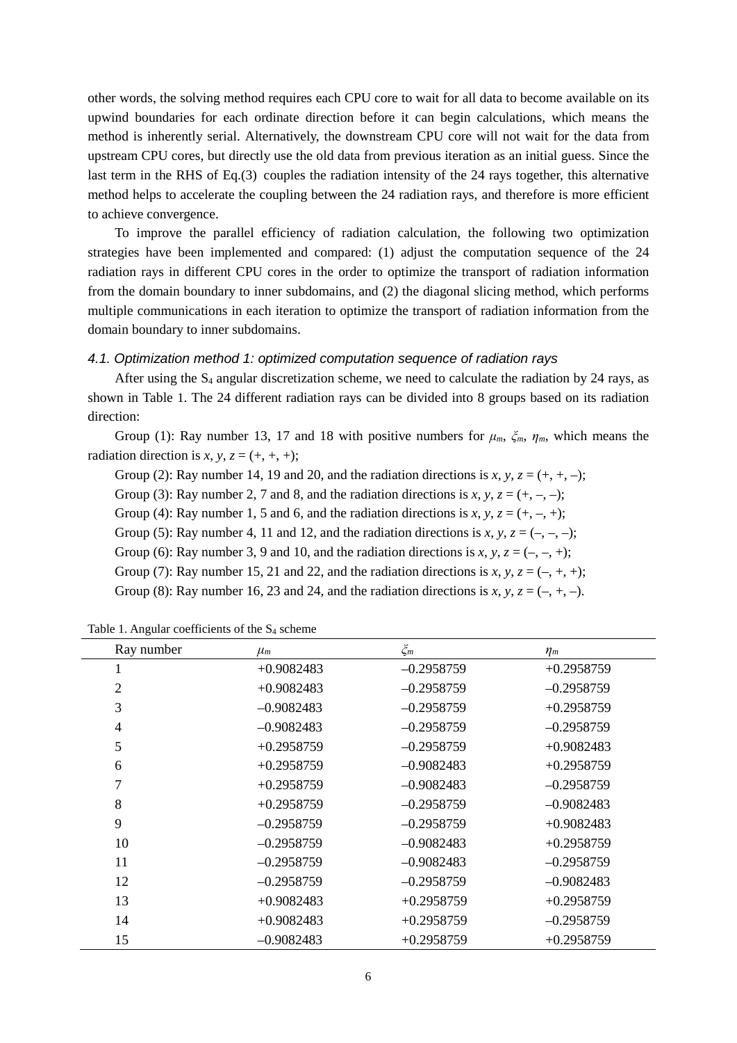other words, the solving method requires each CPU core to wait for all data to become available on its upwind boundaries for each ordinate direction before it can begin calculations, which means the method is inherently serial. Alternatively, the downstream CPU core will not wait for the data from upstream CPU cores, but directly use the old data from previous iteration as an initial guess. Since the last term in the RHS of Eq.(3) couples the radiation intensity of the 24 rays together, this alternative method helps to accelerate the coupling between the 24 radiation rays, and therefore is more efficient to achieve convergence.

To improve the parallel efficiency of radiation calculation, the following two optimization strategies have been implemented and compared: (1) adjust the computation sequence of the 24 radiation rays in different CPU cores in the order to optimize the transport of radiation information from the domain boundary to inner subdomains, and (2) the diagonal slicing method, which performs multiple communications in each iteration to optimize the transport of radiation information from the domain boundary to inner subdomains.

### *4.1. Optimization method 1: optimized computation sequence of radiation rays*

After using the $S_4$ angular discretization scheme, we need to calculate the radiation by 24 rays, as shown in Table 1. The 24 different radiation rays can be divided into 8 groups based on its radiation direction:

Group (1): Ray number 13, 17 and 18 with positive numbers for $\mu_m$, $\xi_m$, $\eta_m$, which means the radiation direction is $x, y, z = (+, +, +)$;

Group (2): Ray number 14, 19 and 20, and the radiation directions is $x, y, z = (+, +, –)$;

Group (3): Ray number 2, 7 and 8, and the radiation directions is $x, y, z = (+, –, –)$;

Group (4): Ray number 1, 5 and 6, and the radiation directions is $x, y, z = (+, –, +)$;

Group (5): Ray number 4, 11 and 12, and the radiation directions is $x, y, z = (–, –, –)$;

Group (6): Ray number 3, 9 and 10, and the radiation directions is $x, y, z = (–, –, +)$;

Group (7): Ray number 15, 21 and 22, and the radiation directions is $x, y, z = (–, +, +)$;

Group (8): Ray number 16, 23 and 24, and the radiation directions is $x, y, z = (–, +, –)$.

Table 1. Angular coefficients of the $S_4$ scheme

| Ray number | $\mu_m$ | $\xi_m$ | $\eta_m$ |
|---|---|---|---|
| 1 | +0.9082483 | –0.2958759 | +0.2958759 |
| 2 | +0.9082483 | –0.2958759 | –0.2958759 |
| 3 | –0.9082483 | –0.2958759 | +0.2958759 |
| 4 | –0.9082483 | –0.2958759 | –0.2958759 |
| 5 | +0.2958759 | –0.2958759 | +0.9082483 |
| 6 | +0.2958759 | –0.9082483 | +0.2958759 |
| 7 | +0.2958759 | –0.9082483 | –0.2958759 |
| 8 | +0.2958759 | –0.2958759 | –0.9082483 |
| 9 | –0.2958759 | –0.2958759 | +0.9082483 |
| 10 | –0.2958759 | –0.9082483 | +0.2958759 |
| 11 | –0.2958759 | –0.9082483 | –0.2958759 |
| 12 | –0.2958759 | –0.2958759 | –0.9082483 |
| 13 | +0.9082483 | +0.2958759 | +0.2958759 |
| 14 | +0.9082483 | +0.2958759 | –0.2958759 |
| 15 | –0.9082483 | +0.2958759 | +0.2958759 |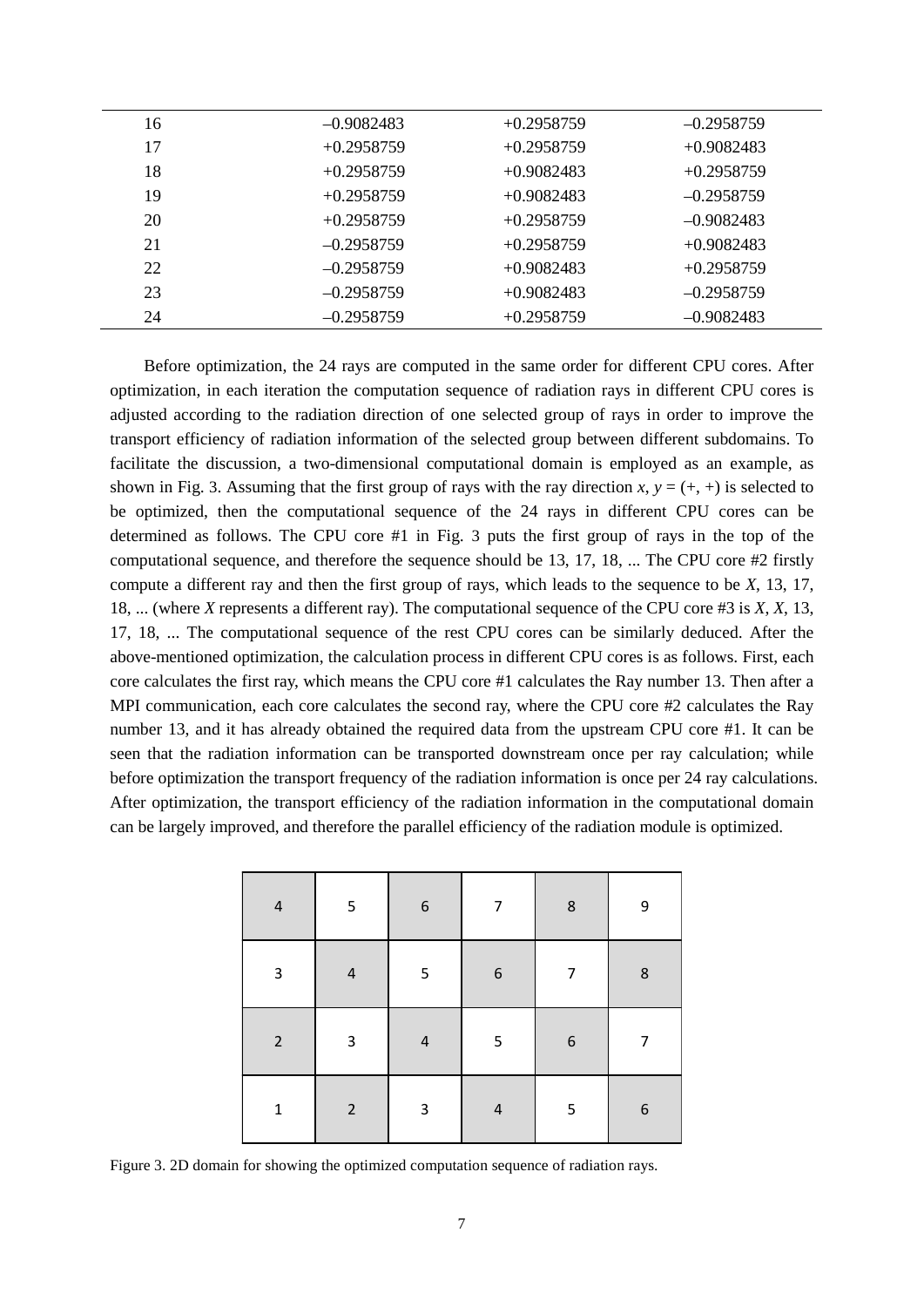| | | | |
|---|---|---|---|
| 16 | –0.9082483 | +0.2958759 | –0.2958759 |
| 17 | +0.2958759 | +0.2958759 | +0.9082483 |
| 18 | +0.2958759 | +0.9082483 | +0.2958759 |
| 19 | +0.2958759 | +0.9082483 | –0.2958759 |
| 20 | +0.2958759 | +0.2958759 | –0.9082483 |
| 21 | –0.2958759 | +0.2958759 | +0.9082483 |
| 22 | –0.2958759 | +0.9082483 | +0.2958759 |
| 23 | –0.2958759 | +0.9082483 | –0.2958759 |
| 24 | –0.2958759 | +0.2958759 | –0.9082483 |

Before optimization, the 24 rays are computed in the same order for different CPU cores. After optimization, in each iteration the computation sequence of radiation rays in different CPU cores is adjusted according to the radiation direction of one selected group of rays in order to improve the transport efficiency of radiation information of the selected group between different subdomains. To facilitate the discussion, a two-dimensional computational domain is employed as an example, as shown in Fig. 3. Assuming that the first group of rays with the ray direction $x$, $y$ = (+, +) is selected to be optimized, then the computational sequence of the 24 rays in different CPU cores can be determined as follows. The CPU core #1 in Fig. 3 puts the first group of rays in the top of the computational sequence, and therefore the sequence should be 13, 17, 18, ... The CPU core #2 firstly compute a different ray and then the first group of rays, which leads to the sequence to be *X*, 13, 17, 18, ... (where *X* represents a different ray). The computational sequence of the CPU core #3 is *X*, *X*, 13, 17, 18, ... The computational sequence of the rest CPU cores can be similarly deduced. After the above-mentioned optimization, the calculation process in different CPU cores is as follows. First, each core calculates the first ray, which means the CPU core #1 calculates the Ray number 13. Then after a MPI communication, each core calculates the second ray, where the CPU core #2 calculates the Ray number 13, and it has already obtained the required data from the upstream CPU core #1. It can be seen that the radiation information can be transported downstream once per ray calculation; while before optimization the transport frequency of the radiation information is once per 24 ray calculations. After optimization, the transport efficiency of the radiation information in the computational domain can be largely improved, and therefore the parallel efficiency of the radiation module is optimized.

| | | | | | |
|---|---|---|---|---|---|
| 4 | 5 | 6 | 7 | 8 | 9 |
| 3 | 4 | 5 | 6 | 7 | 8 |
| 2 | 3 | 4 | 5 | 6 | 7 |
| 1 | 2 | 3 | 4 | 5 | 6 |

Figure 3. 2D domain for showing the optimized computation sequence of radiation rays.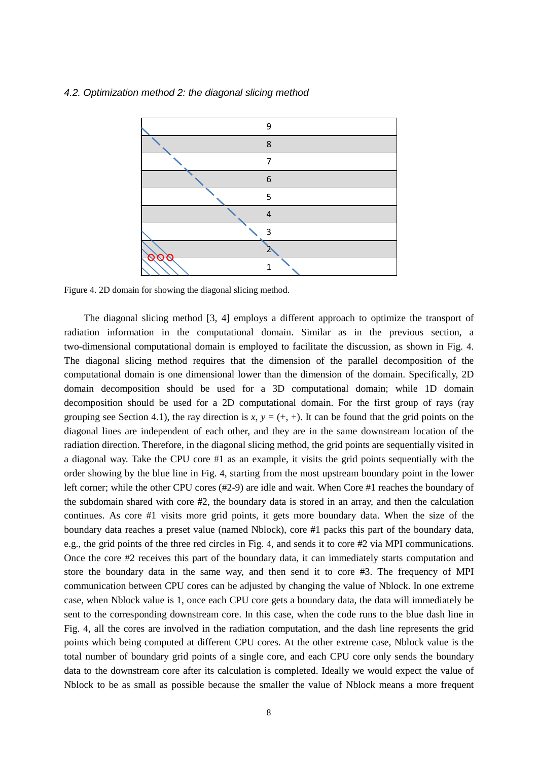### *4.2. Optimization method 2: the diagonal slicing method*

Figure 4. 2D domain for showing the diagonal slicing method.

The diagonal slicing method [3, 4] employs a different approach to optimize the transport of radiation information in the computational domain. Similar as in the previous section, a two-dimensional computational domain is employed to facilitate the discussion, as shown in Fig. 4. The diagonal slicing method requires that the dimension of the parallel decomposition of the computational domain is one dimensional lower than the dimension of the domain. Specifically, 2D domain decomposition should be used for a 3D computational domain; while 1D domain decomposition should be used for a 2D computational domain. For the first group of rays (ray grouping see Section 4.1), the ray direction is $x$, $y$ = (+, +). It can be found that the grid points on the diagonal lines are independent of each other, and they are in the same downstream location of the radiation direction. Therefore, in the diagonal slicing method, the grid points are sequentially visited in a diagonal way. Take the CPU core #1 as an example, it visits the grid points sequentially with the order showing by the blue line in Fig. 4, starting from the most upstream boundary point in the lower left corner; while the other CPU cores (#2-9) are idle and wait. When Core #1 reaches the boundary of the subdomain shared with core #2, the boundary data is stored in an array, and then the calculation continues. As core #1 visits more grid points, it gets more boundary data. When the size of the boundary data reaches a preset value (named Nblock), core #1 packs this part of the boundary data, e.g., the grid points of the three red circles in Fig. 4, and sends it to core #2 via MPI communications. Once the core #2 receives this part of the boundary data, it can immediately starts computation and store the boundary data in the same way, and then send it to core #3. The frequency of MPI communication between CPU cores can be adjusted by changing the value of Nblock. In one extreme case, when Nblock value is 1, once each CPU core gets a boundary data, the data will immediately be sent to the corresponding downstream core. In this case, when the code runs to the blue dash line in Fig. 4, all the cores are involved in the radiation computation, and the dash line represents the grid points which being computed at different CPU cores. At the other extreme case, Nblock value is the total number of boundary grid points of a single core, and each CPU core only sends the boundary data to the downstream core after its calculation is completed. Ideally we would expect the value of Nblock to be as small as possible because the smaller the value of Nblock means a more frequent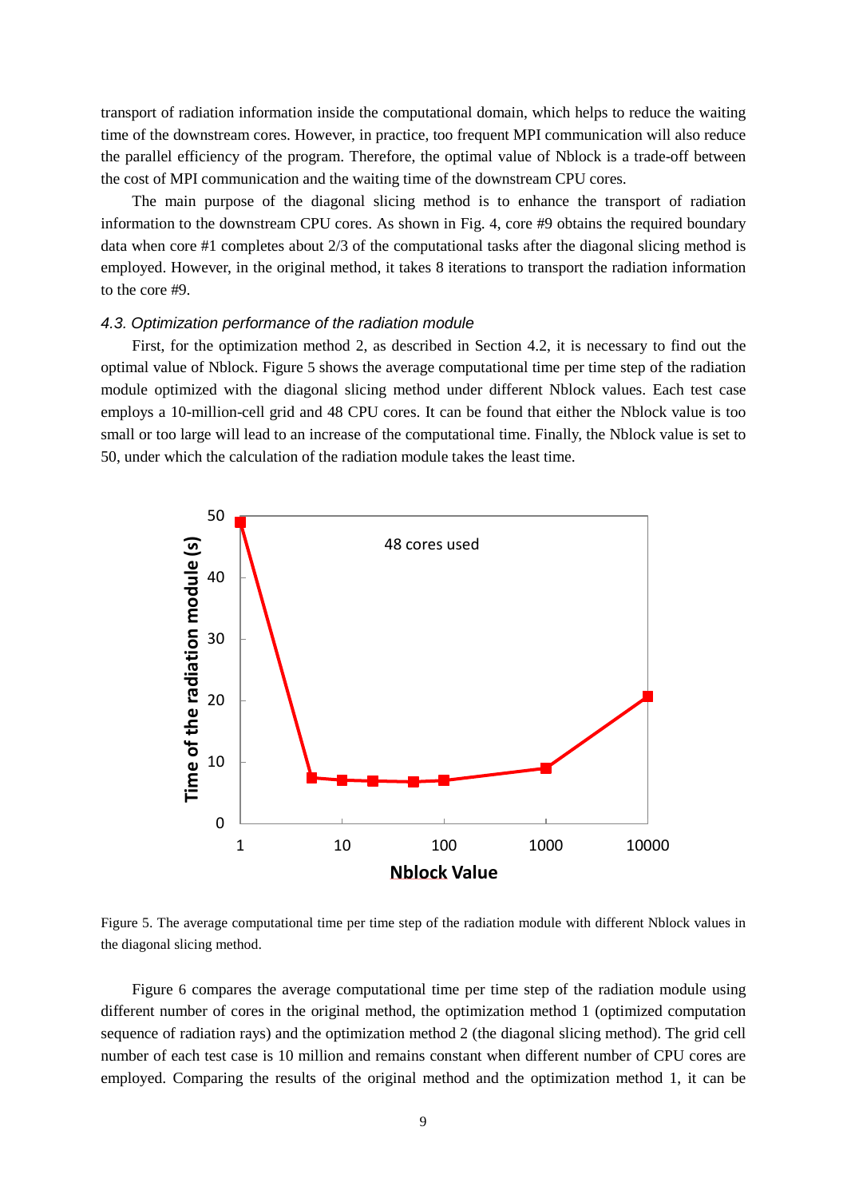transport of radiation information inside the computational domain, which helps to reduce the waiting time of the downstream cores. However, in practice, too frequent MPI communication will also reduce the parallel efficiency of the program. Therefore, the optimal value of Nblock is a trade-off between the cost of MPI communication and the waiting time of the downstream CPU cores.

The main purpose of the diagonal slicing method is to enhance the transport of radiation information to the downstream CPU cores. As shown in Fig. 4, core #9 obtains the required boundary data when core #1 completes about 2/3 of the computational tasks after the diagonal slicing method is employed. However, in the original method, it takes 8 iterations to transport the radiation information to the core #9.

### *4.3. Optimization performance of the radiation module*

First, for the optimization method 2, as described in Section 4.2, it is necessary to find out the optimal value of Nblock. Figure 5 shows the average computational time per time step of the radiation module optimized with the diagonal slicing method under different Nblock values. Each test case employs a 10-million-cell grid and 48 CPU cores. It can be found that either the Nblock value is too small or too large will lead to an increase of the computational time. Finally, the Nblock value is set to 50, under which the calculation of the radiation module takes the least time.

Figure 5. The average computational time per time step of the radiation module with different Nblock values in the diagonal slicing method.

Figure 6 compares the average computational time per time step of the radiation module using different number of cores in the original method, the optimization method 1 (optimized computation sequence of radiation rays) and the optimization method 2 (the diagonal slicing method). The grid cell number of each test case is 10 million and remains constant when different number of CPU cores are employed. Comparing the results of the original method and the optimization method 1, it can be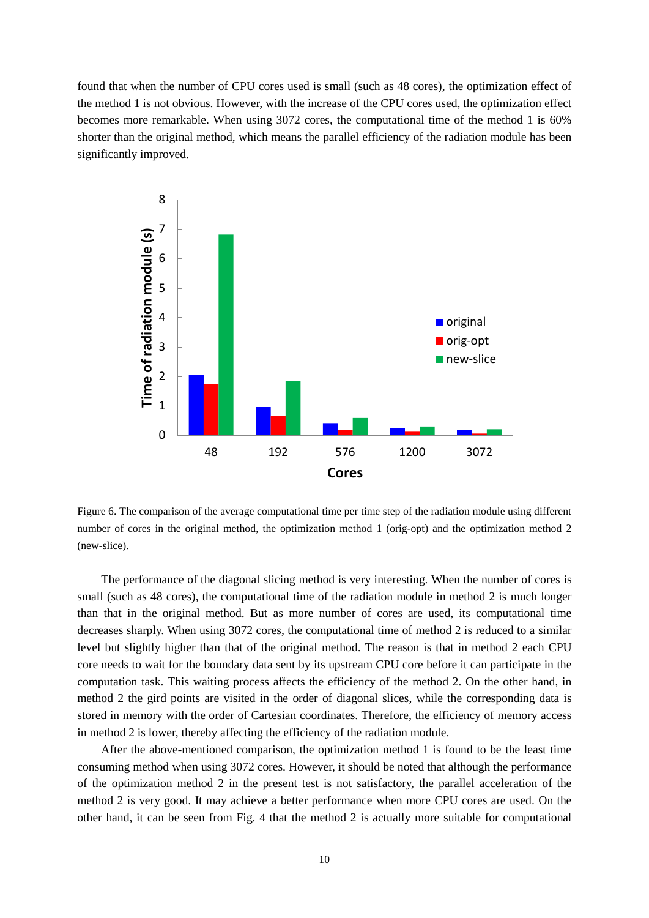found that when the number of CPU cores used is small (such as 48 cores), the optimization effect of the method 1 is not obvious. However, with the increase of the CPU cores used, the optimization effect becomes more remarkable. When using 3072 cores, the computational time of the method 1 is 60% shorter than the original method, which means the parallel efficiency of the radiation module has been significantly improved.

Figure 6. The comparison of the average computational time per time step of the radiation module using different number of cores in the original method, the optimization method 1 (orig-opt) and the optimization method 2 (new-slice).

The performance of the diagonal slicing method is very interesting. When the number of cores is small (such as 48 cores), the computational time of the radiation module in method 2 is much longer than that in the original method. But as more number of cores are used, its computational time decreases sharply. When using 3072 cores, the computational time of method 2 is reduced to a similar level but slightly higher than that of the original method. The reason is that in method 2 each CPU core needs to wait for the boundary data sent by its upstream CPU core before it can participate in the computation task. This waiting process affects the efficiency of the method 2. On the other hand, in method 2 the gird points are visited in the order of diagonal slices, while the corresponding data is stored in memory with the order of Cartesian coordinates. Therefore, the efficiency of memory access in method 2 is lower, thereby affecting the efficiency of the radiation module.

After the above-mentioned comparison, the optimization method 1 is found to be the least time consuming method when using 3072 cores. However, it should be noted that although the performance of the optimization method 2 in the present test is not satisfactory, the parallel acceleration of the method 2 is very good. It may achieve a better performance when more CPU cores are used. On the other hand, it can be seen from Fig. 4 that the method 2 is actually more suitable for computational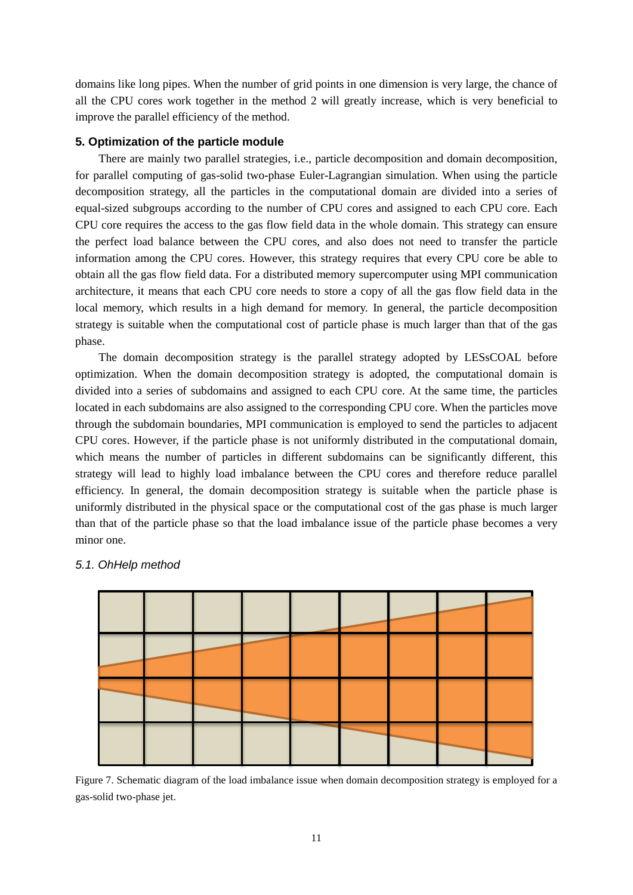domains like long pipes. When the number of grid points in one dimension is very large, the chance of all the CPU cores work together in the method 2 will greatly increase, which is very beneficial to improve the parallel efficiency of the method.

## 5. Optimization of the particle module

There are mainly two parallel strategies, i.e., particle decomposition and domain decomposition, for parallel computing of gas-solid two-phase Euler-Lagrangian simulation. When using the particle decomposition strategy, all the particles in the computational domain are divided into a series of equal-sized subgroups according to the number of CPU cores and assigned to each CPU core. Each CPU core requires the access to the gas flow field data in the whole domain. This strategy can ensure the perfect load balance between the CPU cores, and also does not need to transfer the particle information among the CPU cores. However, this strategy requires that every CPU core be able to obtain all the gas flow field data. For a distributed memory supercomputer using MPI communication architecture, it means that each CPU core needs to store a copy of all the gas flow field data in the local memory, which results in a high demand for memory. In general, the particle decomposition strategy is suitable when the computational cost of particle phase is much larger than that of the gas phase.

The domain decomposition strategy is the parallel strategy adopted by LESsCOAL before optimization. When the domain decomposition strategy is adopted, the computational domain is divided into a series of subdomains and assigned to each CPU core. At the same time, the particles located in each subdomains are also assigned to the corresponding CPU core. When the particles move through the subdomain boundaries, MPI communication is employed to send the particles to adjacent CPU cores. However, if the particle phase is not uniformly distributed in the computational domain, which means the number of particles in different subdomains can be significantly different, this strategy will lead to highly load imbalance between the CPU cores and therefore reduce parallel efficiency. In general, the domain decomposition strategy is suitable when the particle phase is uniformly distributed in the physical space or the computational cost of the gas phase is much larger than that of the particle phase so that the load imbalance issue of the particle phase becomes a very minor one.

### *5.1. OhHelp method*

Figure 7. Schematic diagram of the load imbalance issue when domain decomposition strategy is employed for a gas-solid two-phase jet.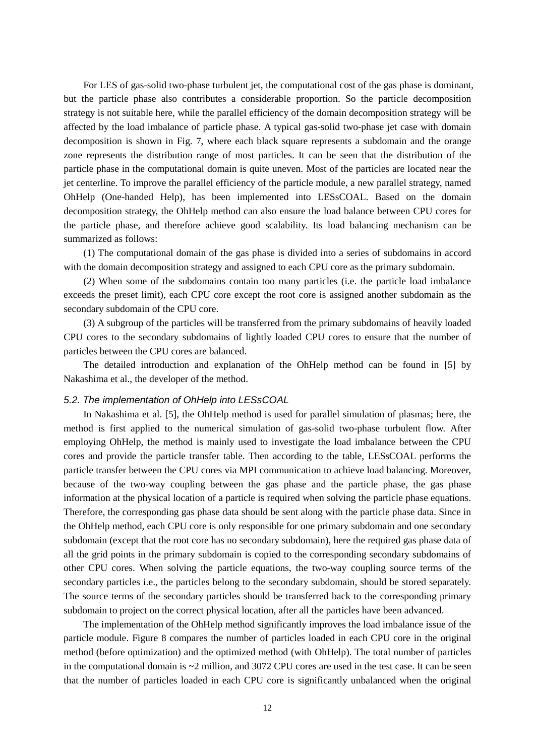For LES of gas-solid two-phase turbulent jet, the computational cost of the gas phase is dominant, but the particle phase also contributes a considerable proportion. So the particle decomposition strategy is not suitable here, while the parallel efficiency of the domain decomposition strategy will be affected by the load imbalance of particle phase. A typical gas-solid two-phase jet case with domain decomposition is shown in Fig. 7, where each black square represents a subdomain and the orange zone represents the distribution range of most particles. It can be seen that the distribution of the particle phase in the computational domain is quite uneven. Most of the particles are located near the jet centerline. To improve the parallel efficiency of the particle module, a new parallel strategy, named OhHelp (One-handed Help), has been implemented into LESsCOAL. Based on the domain decomposition strategy, the OhHelp method can also ensure the load balance between CPU cores for the particle phase, and therefore achieve good scalability. Its load balancing mechanism can be summarized as follows:

(1) The computational domain of the gas phase is divided into a series of subdomains in accord with the domain decomposition strategy and assigned to each CPU core as the primary subdomain.

(2) When some of the subdomains contain too many particles (i.e. the particle load imbalance exceeds the preset limit), each CPU core except the root core is assigned another subdomain as the secondary subdomain of the CPU core.

(3) A subgroup of the particles will be transferred from the primary subdomains of heavily loaded CPU cores to the secondary subdomains of lightly loaded CPU cores to ensure that the number of particles between the CPU cores are balanced.

The detailed introduction and explanation of the OhHelp method can be found in [5] by Nakashima et al., the developer of the method.

### *5.2. The implementation of OhHelp into LESsCOAL*

In Nakashima et al. [5], the OhHelp method is used for parallel simulation of plasmas; here, the method is first applied to the numerical simulation of gas-solid two-phase turbulent flow. After employing OhHelp, the method is mainly used to investigate the load imbalance between the CPU cores and provide the particle transfer table. Then according to the table, LESsCOAL performs the particle transfer between the CPU cores via MPI communication to achieve load balancing. Moreover, because of the two-way coupling between the gas phase and the particle phase, the gas phase information at the physical location of a particle is required when solving the particle phase equations. Therefore, the corresponding gas phase data should be sent along with the particle phase data. Since in the OhHelp method, each CPU core is only responsible for one primary subdomain and one secondary subdomain (except that the root core has no secondary subdomain), here the required gas phase data of all the grid points in the primary subdomain is copied to the corresponding secondary subdomains of other CPU cores. When solving the particle equations, the two-way coupling source terms of the secondary particles i.e., the particles belong to the secondary subdomain, should be stored separately. The source terms of the secondary particles should be transferred back to the corresponding primary subdomain to project on the correct physical location, after all the particles have been advanced.

The implementation of the OhHelp method significantly improves the load imbalance issue of the particle module. Figure 8 compares the number of particles loaded in each CPU core in the original method (before optimization) and the optimized method (with OhHelp). The total number of particles in the computational domain is ~2 million, and 3072 CPU cores are used in the test case. It can be seen that the number of particles loaded in each CPU core is significantly unbalanced when the original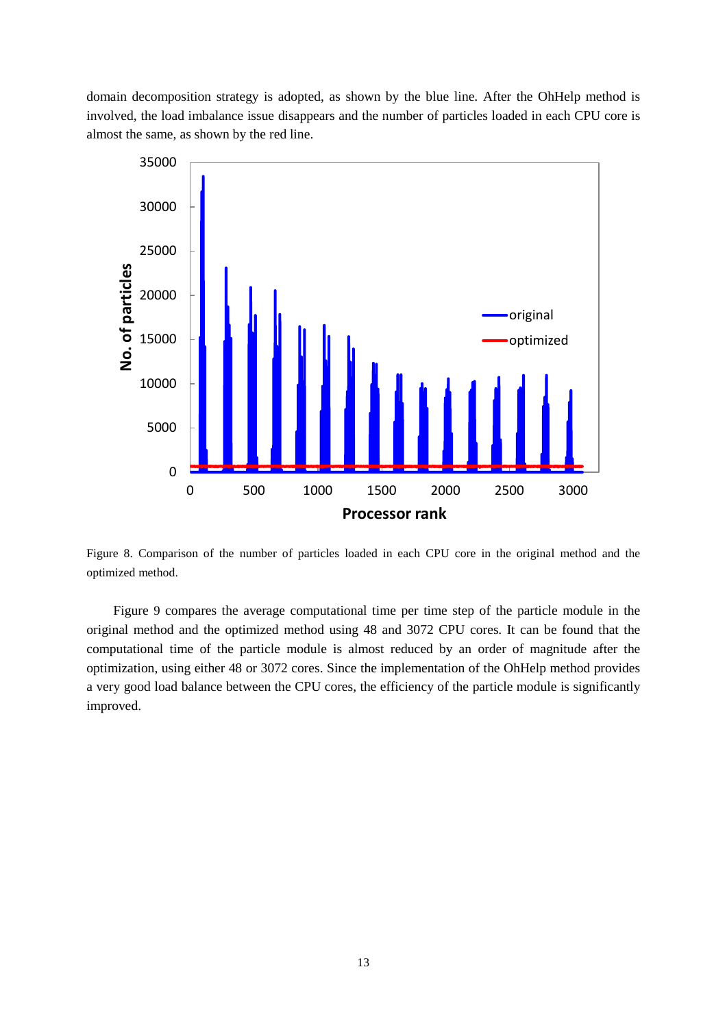domain decomposition strategy is adopted, as shown by the blue line. After the OhHelp method is involved, the load imbalance issue disappears and the number of particles loaded in each CPU core is almost the same, as shown by the red line.

Figure 8. Comparison of the number of particles loaded in each CPU core in the original method and the optimized method.

Figure 9 compares the average computational time per time step of the particle module in the original method and the optimized method using 48 and 3072 CPU cores. It can be found that the computational time of the particle module is almost reduced by an order of magnitude after the optimization, using either 48 or 3072 cores. Since the implementation of the OhHelp method provides a very good load balance between the CPU cores, the efficiency of the particle module is significantly improved.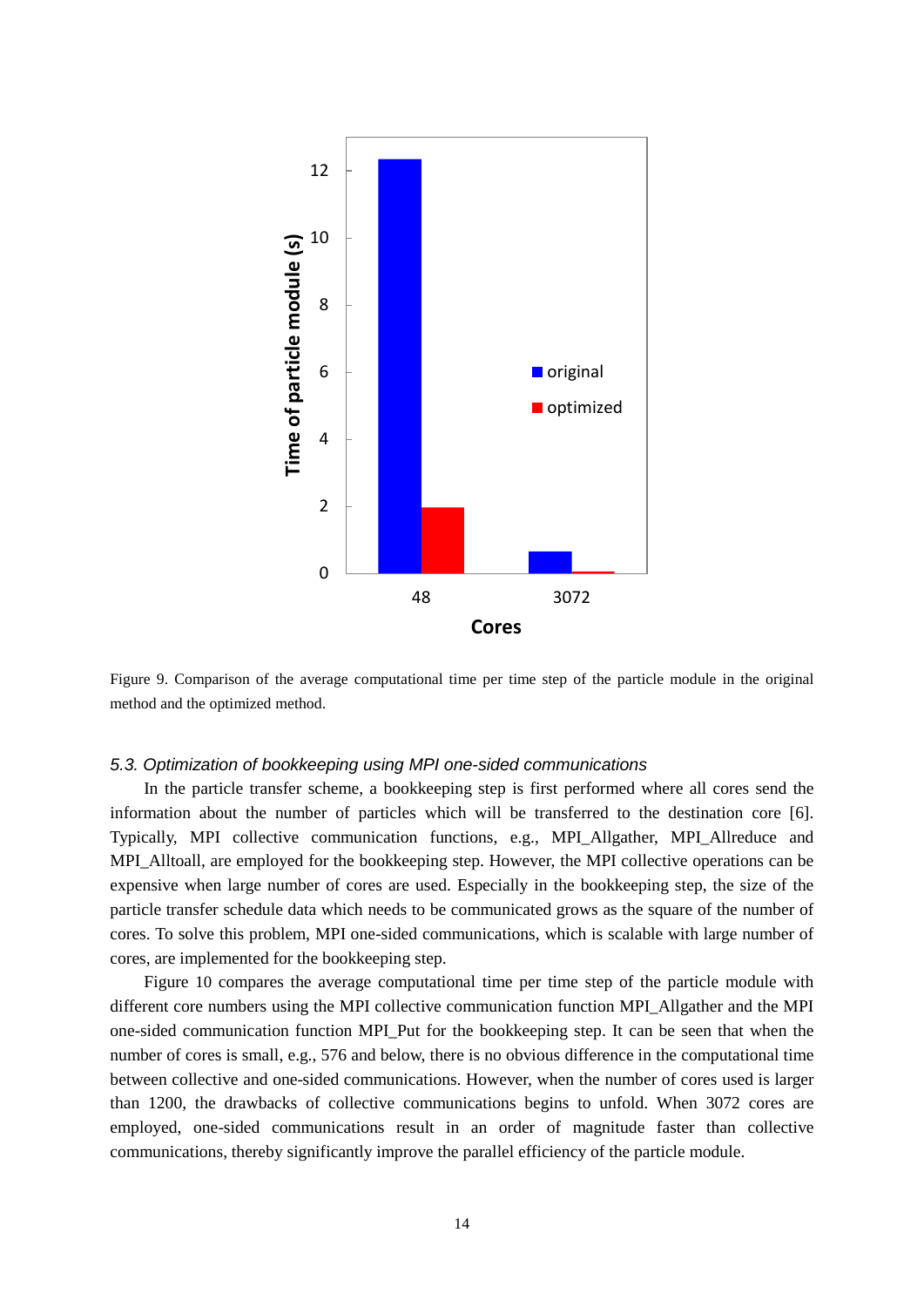Figure 9. Comparison of the average computational time per time step of the particle module in the original method and the optimized method.

### *5.3. Optimization of bookkeeping using MPI one-sided communications*

In the particle transfer scheme, a bookkeeping step is first performed where all cores send the information about the number of particles which will be transferred to the destination core [6]. Typically, MPI collective communication functions, e.g., MPI_Allgather, MPI_Allreduce and MPI_Alltoall, are employed for the bookkeeping step. However, the MPI collective operations can be expensive when large number of cores are used. Especially in the bookkeeping step, the size of the particle transfer schedule data which needs to be communicated grows as the square of the number of cores. To solve this problem, MPI one-sided communications, which is scalable with large number of cores, are implemented for the bookkeeping step.

Figure 10 compares the average computational time per time step of the particle module with different core numbers using the MPI collective communication function MPI_Allgather and the MPI one-sided communication function MPI_Put for the bookkeeping step. It can be seen that when the number of cores is small, e.g., 576 and below, there is no obvious difference in the computational time between collective and one-sided communications. However, when the number of cores used is larger than 1200, the drawbacks of collective communications begins to unfold. When 3072 cores are employed, one-sided communications result in an order of magnitude faster than collective communications, thereby significantly improve the parallel efficiency of the particle module.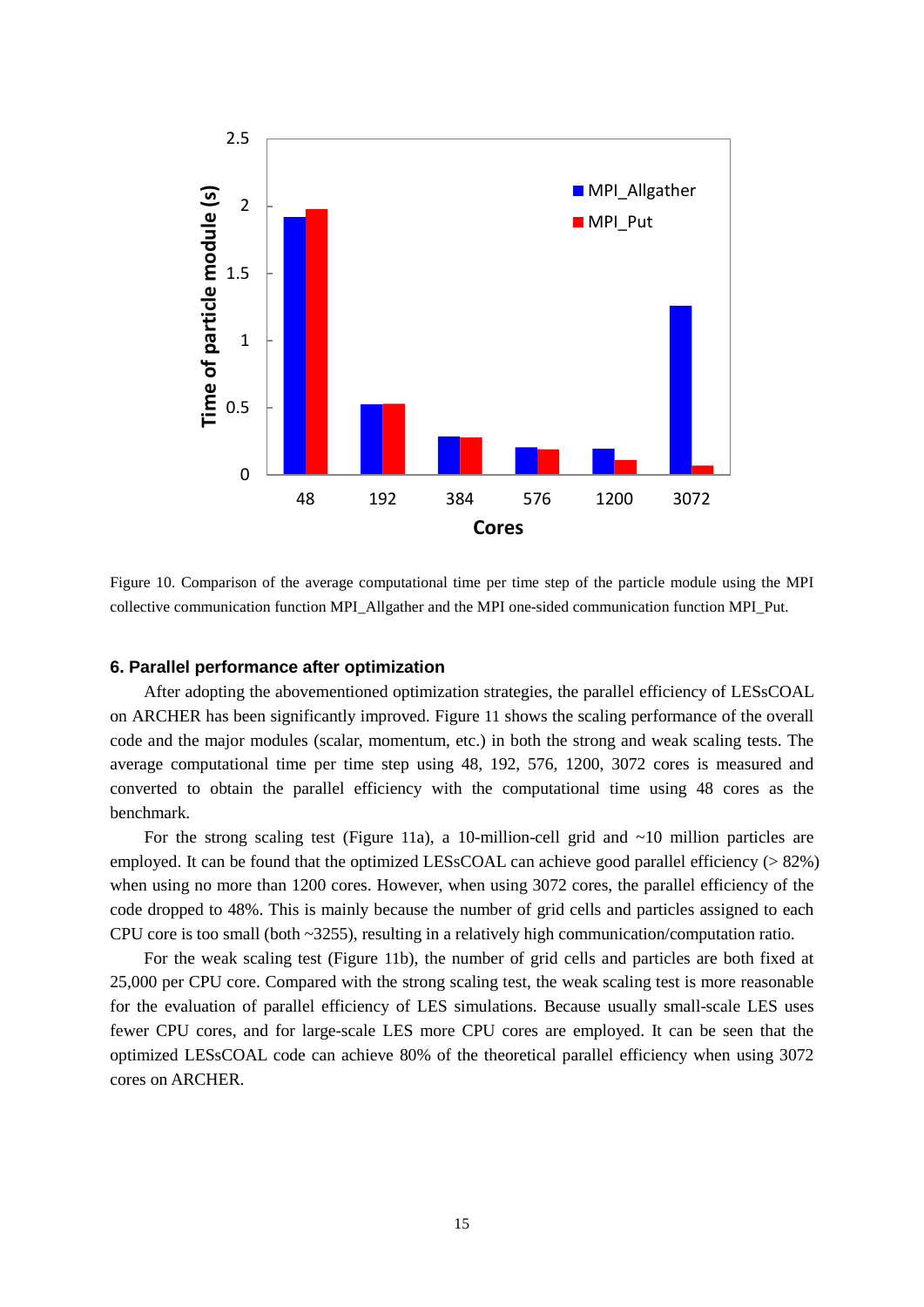Figure 10. Comparison of the average computational time per time step of the particle module using the MPI collective communication function MPI_Allgather and the MPI one-sided communication function MPI_Put.

### 6. Parallel performance after optimization

After adopting the abovementioned optimization strategies, the parallel efficiency of LESsCOAL on ARCHER has been significantly improved. Figure 11 shows the scaling performance of the overall code and the major modules (scalar, momentum, etc.) in both the strong and weak scaling tests. The average computational time per time step using 48, 192, 576, 1200, 3072 cores is measured and converted to obtain the parallel efficiency with the computational time using 48 cores as the benchmark.

For the strong scaling test (Figure 11a), a 10-million-cell grid and ~10 million particles are employed. It can be found that the optimized LESsCOAL can achieve good parallel efficiency (> 82%) when using no more than 1200 cores. However, when using 3072 cores, the parallel efficiency of the code dropped to 48%. This is mainly because the number of grid cells and particles assigned to each CPU core is too small (both ~3255), resulting in a relatively high communication/computation ratio.

For the weak scaling test (Figure 11b), the number of grid cells and particles are both fixed at 25,000 per CPU core. Compared with the strong scaling test, the weak scaling test is more reasonable for the evaluation of parallel efficiency of LES simulations. Because usually small-scale LES uses fewer CPU cores, and for large-scale LES more CPU cores are employed. It can be seen that the optimized LESsCOAL code can achieve 80% of the theoretical parallel efficiency when using 3072 cores on ARCHER.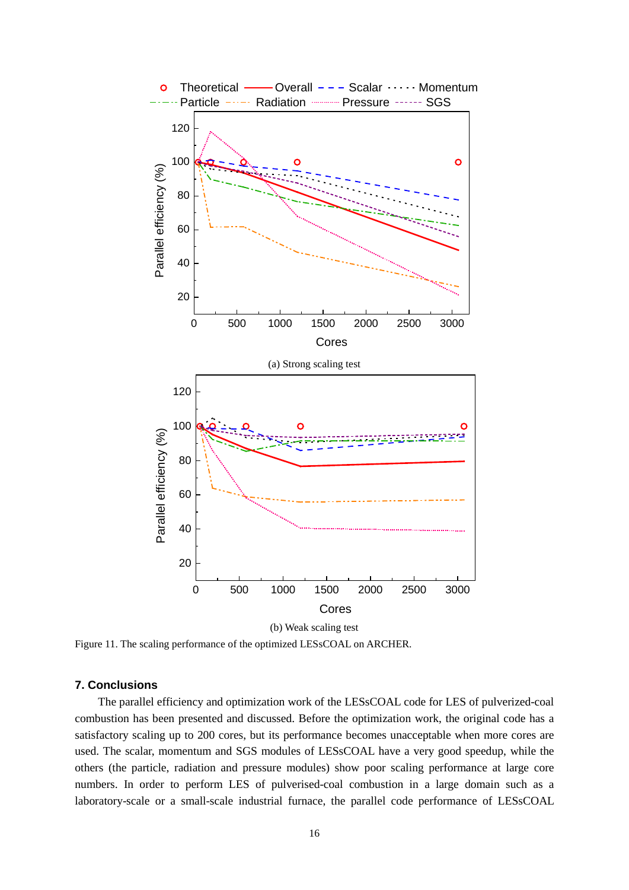(a) Strong scaling test

(b) Weak scaling test

Figure 11. The scaling performance of the optimized LESsCOAL on ARCHER.

### 7. Conclusions

The parallel efficiency and optimization work of the LESsCOAL code for LES of pulverized-coal combustion has been presented and discussed. Before the optimization work, the original code has a satisfactory scaling up to 200 cores, but its performance becomes unacceptable when more cores are used. The scalar, momentum and SGS modules of LESsCOAL have a very good speedup, while the others (the particle, radiation and pressure modules) show poor scaling performance at large core numbers. In order to perform LES of pulverised-coal combustion in a large domain such as a laboratory-scale or a small-scale industrial furnace, the parallel code performance of LESsCOAL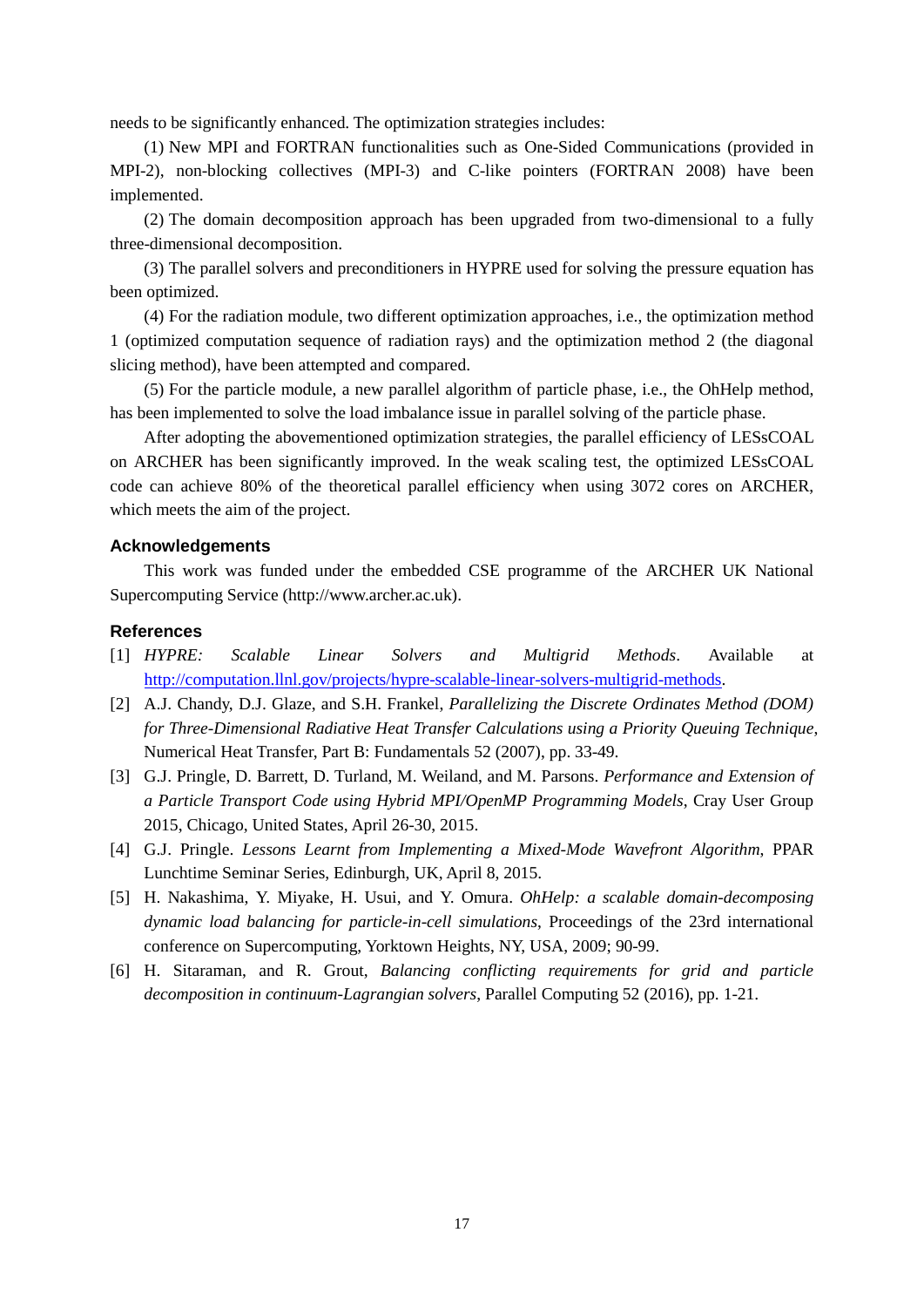needs to be significantly enhanced. The optimization strategies includes:

(1) New MPI and FORTRAN functionalities such as One-Sided Communications (provided in MPI-2), non-blocking collectives (MPI-3) and C-like pointers (FORTRAN 2008) have been implemented.

(2) The domain decomposition approach has been upgraded from two-dimensional to a fully three-dimensional decomposition.

(3) The parallel solvers and preconditioners in HYPRE used for solving the pressure equation has been optimized.

(4) For the radiation module, two different optimization approaches, i.e., the optimization method 1 (optimized computation sequence of radiation rays) and the optimization method 2 (the diagonal slicing method), have been attempted and compared.

(5) For the particle module, a new parallel algorithm of particle phase, i.e., the OhHelp method, has been implemented to solve the load imbalance issue in parallel solving of the particle phase.

After adopting the abovementioned optimization strategies, the parallel efficiency of LESsCOAL on ARCHER has been significantly improved. In the weak scaling test, the optimized LESsCOAL code can achieve 80% of the theoretical parallel efficiency when using 3072 cores on ARCHER, which meets the aim of the project.

## Acknowledgements

This work was funded under the embedded CSE programme of the ARCHER UK National Supercomputing Service (http://www.archer.ac.uk).

## References

[1] *HYPRE: Scalable Linear Solvers and Multigrid Methods*. Available at http://computation.llnl.gov/projects/hypre-scalable-linear-solvers-multigrid-methods.

[2] A.J. Chandy, D.J. Glaze, and S.H. Frankel, *Parallelizing the Discrete Ordinates Method (DOM) for Three-Dimensional Radiative Heat Transfer Calculations using a Priority Queuing Technique*, Numerical Heat Transfer, Part B: Fundamentals 52 (2007), pp. 33-49.

[3] G.J. Pringle, D. Barrett, D. Turland, M. Weiland, and M. Parsons. *Performance and Extension of a Particle Transport Code using Hybrid MPI/OpenMP Programming Models*, Cray User Group 2015, Chicago, United States, April 26-30, 2015.

[4] G.J. Pringle. *Lessons Learnt from Implementing a Mixed-Mode Wavefront Algorithm*, PPAR Lunchtime Seminar Series, Edinburgh, UK, April 8, 2015.

[5] H. Nakashima, Y. Miyake, H. Usui, and Y. Omura. *OhHelp: a scalable domain-decomposing dynamic load balancing for particle-in-cell simulations*, Proceedings of the 23rd international conference on Supercomputing, Yorktown Heights, NY, USA, 2009; 90-99.

[6] H. Sitaraman, and R. Grout, *Balancing conflicting requirements for grid and particle decomposition in continuum-Lagrangian solvers*, Parallel Computing 52 (2016), pp. 1-21.